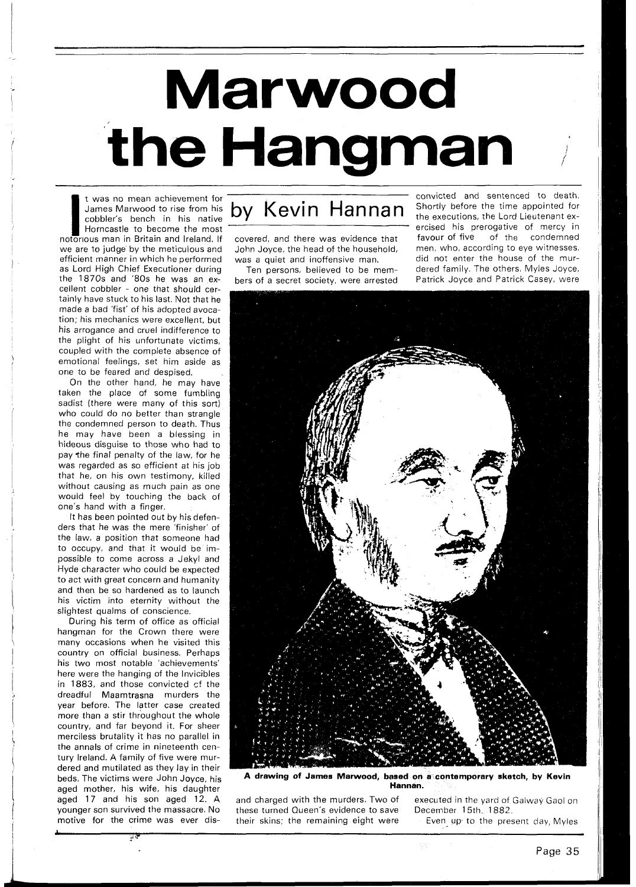# Marwood the Hangman

## by Kevin Hannan

It was no mean achievement for James Marwood to rise from his cobbler's bench in his native Horncastle to become the most notorious man in Britain and Ireland. If we are to judge by the meticulous and efficient manner in which he performed as Lord High Chief Executioner during the 1870s and '80s he was an excellent cobbler - one that should certainly have stuck to his last. Not that he made a bad 'fist' of his adopted avocation; his mechanics were excellent, but his arrogance and cruel indifference to the plight of his unfortunate victims, coupled with the complete absence of emotional feelings, set him aside as one to be feared and despised.

On the other hand, he may have taken the place of some fumbling sadist (there were many of this sort) who could do no better than strangle the condemned person to death. Thus he may have been a blessing in hideous disguise to those who had to pay the final penalty of the law, for he was regarded as so efficient at his job that he, on his own testimony, killed without causing as much pain as one would feel by touching the back of one's hand with a finger.

It has been pointed out by his defenders that he was the mere 'finisher' of the law, a position that someone had to occupy, and that it would be impossible to come across a Jekyl and Hyde character who could be expected to act with great concern and humanity and then be so hardened as to launch his victim into eternity without the slightest qualms of conscience.

During his term of office as official hangman for the Crown there were many occasions when he visited this country on official business. Perhaps his two most notable 'achievements' here were the hanging of the Invicibles in 1883, and those convicted of the dreadful Maamtrasna murders the year before. The latter case created more than a stir throughout the whole country, and far beyond it. For sheer merciless brutality it has no parallel in the annals of crime in nineteenth century Ireland. A family of five were murdered and mutilated as they lay in their beds. The victims were John Joyce, his aged mother, his wife, his daughter aged 17 and his son aged 12. A younger son survived the massacre. No motive for the crime was ever discovered, and there was evidence that John Joyce, the head of the household, was a quiet and inoffensive man.

Ten persons, believed to be members of a secret society, were arrested and charged with the murders. Two of these turned Queen's evidence to save their skins; the remaining eight were convicted and sentenced to death. Shortly before the time appointed for the executions, the Lord Lieutenant exercised his prerogative of mercy in favour of five of the condemned men, who, according to eye witnesses, did not enter the house of the murdered family. The others, Myles Joyce, Patrick Joyce and Patrick Casey, were executed in the yard of Galway Gaol on December 15th, 1882.

**A drawing of James Marwood, based on a contemporary sketch, by Kevin Hannan.**

Even up to the present day, Myles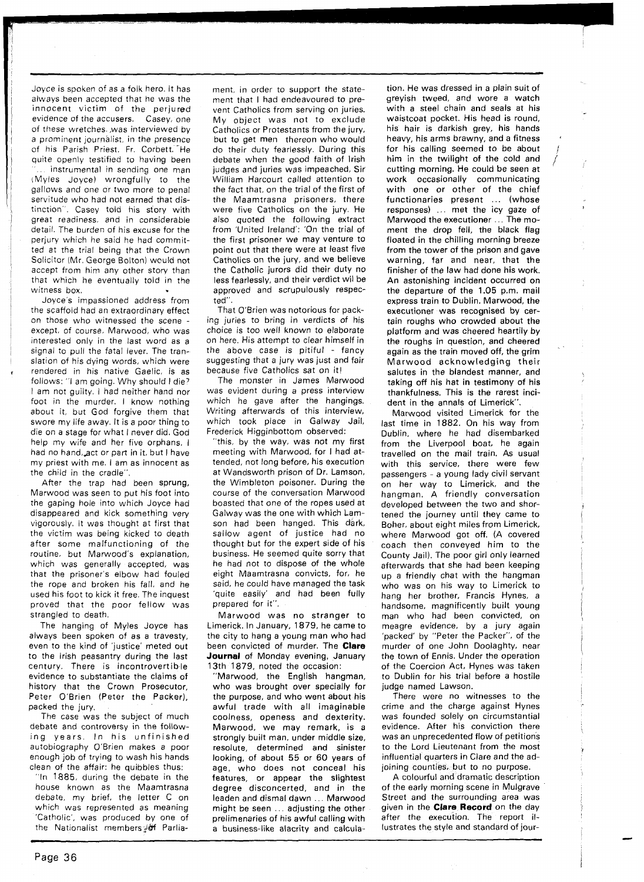Joyce is spoken of as a folk hero. It has always been accepted that he was the innocent victim of the perjured evidence of the accusers. Casey, one of these wretches, was interviewed by a prominent journalist, in the presence of his Parish Priest, Fr. Corbett. He quite openly testified to having been "... instrumental in sending one man (Myles Joyce) wrongfully to the gallows and one or two more to penal servitude who had not earned that distinction". Casey told his story with great readiness, and in considerable detail. The burden of his excuse for the perjury which he said he had committed at the trial being that the Crown Solicitor (Mr. George Bolton) would not accept from him any other story than that which he eventually told in the witness box.

Joyce's impassioned address from the scaffold had an extraordinary effect on those who witnessed the scene - except, of course, Marwood, who was interested only in the last word as a signal to pull the fatal lever. The translation of his dying words, which were rendered in his native Gaelic, is as follows: "I am going. Why should I die? I am not guilty. I had neither hand nor foot in the murder. I know nothing about it, but God forgive them that swore my life away. It is a poor thing to die on a stage for what I never did. God help my wife and her five orphans. I had no hand, act or part in it, but I have my priest with me. I am as innocent as the child in the cradle".

After the trap had been sprung, Marwood was seen to put his foot into the gaping hole into which Joyce had disappeared and kick something very vigorously. It was thought at first that the victim was being kicked to death after some malfunctioning of the routine, but Marwood's explanation, which was generally accepted, was that the prisoner's elbow had fouled the rope and broken his fall, and he used his foot to kick it free. The inquest proved that the poor fellow was strangled to death.

The hanging of Myles Joyce has always been spoken of as a travesty, even to the kind of 'justice' meted out to the Irish peasantry during the last century. There is incontrovertible evidence to substantiate the claims of history that the Crown Prosecutor, Peter O'Brien (Peter the Packer), packed the jury.

The case was the subject of much debate and controversy in the following years. In his unfinished autobiography O'Brien makes a poor enough job of trying to wash his hands clean of the affair: he quibbles thus:

"In 1885, during the debate in the house known as the Maamtrasna debate, my brief, the letter C on which was represented as meaning 'Catholic', was produced by one of the Nationalist members of Parliament, in order to support the statement that I had endeavoured to prevent Catholics from serving on juries. My object was not to exclude Catholics or Protestants from the jury, but to get men thereon who would do their duty fearlessly. During this debate when the good faith of Irish judges and juries was impeached, Sir William Harcourt called attention to the fact that, on the trial of the first of the Maamtrasna prisoners, there were five Catholics on the jury. He also quoted the following extract from 'United Ireland': 'On the trial of the first prisoner we may venture to point out that there were at least five Catholics on the jury, and we believe the Catholic jurors did their duty no less fearlessly, and their verdict wil be approved and scrupulously respected".

That O'Brien was notorious for packing juries to bring in verdicts of his choice is too well known to elaborate on here. His attempt to clear himself in the above case is pitiful - fancy suggesting that a jury was just and fair because five Catholics sat on it!

The monster in James Marwood was evident during a press interview which he gave after the hangings. Writing afterwards of this interview, which took place in Galway Jail, Frederick Higginbottom observed:

"this, by the way, was not my first meeting with Marwood, for I had attended, not long before, his execution at Wandsworth prison of Dr. Lamson, the Wimbleton poisoner. During the course of the conversation Marwood boasted that one of the ropes used at Galway was the one with which Lamson had been hanged. This dark, sallow agent of justice had no thought but for the expert side of his business. He seemed quite sorry that he had not to dispose of the whole eight Maamtrasna convicts, for, he said, he could have managed the task 'quite easily' and had been fully prepared for it".

Marwood was no stranger to Limerick. In January, 1879, he came to the city to hang a young man who had been convicted of murder. The **Clare Journal** of Monday evening, January 13th 1879, noted the occasion:

"Marwood, the English hangman, who was brought over specially for the purpose, and who went about his awful trade with all imaginable coolness, openess and dexterity. Marwood, we may remark, is a strongly built man, under middle size, resolute, determined and sinister looking, of about 55 or 60 years of age, who does not conceal his features, or appear the slightest degree disconcerted, and in the leaden and dismal dawn ... Marwood might be seen ... adjusting the other prelimenaries of his awful calling with a business-like alacrity and calculation. He was dressed in a plain suit of greyish tweed, and wore a watch with a steel chain and seals at his waistcoat pocket. His head is round, his hair is darkish grey, his hands heavy, his arms brawny, and a fitness for his calling seemed to be about him in the twilight of the cold and cutting morning. He could be seen at work occasionally communicating with one or other of the chief functionaries present ... (whose responses) ... met the icy gaze of Marwood the executioner ... The moment the drop fell, the black flag floated in the chilling morning breeze from the tower of the prison and gave warning, far and near, that the finisher of the law had done his work. An astonishing incident occurred on the departure of the 1.05 p.m. mail express train to Dublin. Marwood, the executioner was recognised by certain roughs who crowded about the platform and was cheered heartily by the roughs in question, and cheered again as the train moved off, the grim Marwood acknowledging their salutes in the blandest manner, and taking off his hat in testimony of his thankfulness. This is the rarest incident in the annals of Limerick".

Marwood visited Limerick for the last time in 1882. On his way from Dublin, where he had disembarked from the Liverpool boat, he again travelled on the mail train. As usual with this service, there were few passengers - a young lady civil servant on her way to Limerick, and the hangman. A friendly conversation developed between the two and shortened the journey until they came to Boher, about eight miles from Limerick, where Marwood got off. (A covered coach then conveyed him to the County Jail). The poor girl only learned afterwards that she had been keeping up a friendly chat with the hangman who was on his way to Limerick to hang her brother, Francis Hynes, a handsome, magnificently built young man who had been convicted, on meagre evidence, by a jury again 'packed' by "Peter the Packer", of the murder of one John Doolaghty, near the town of Ennis. Under the operation of the Coercion Act, Hynes was taken to Dublin for his trial before a hostile judge named Lawson.

There were no witnesses to the crime and the charge against Hynes was founded solely on circumstantial evidence. After his conviction there was an unprecedented flow of petitions to the Lord Lieutenant from the most influential quarters in Clare and the adjoining counties, but to no purpose.

A colourful and dramatic description of the early morning scene in Mulgrave Street and the surrounding area was given in the **Clare Record** on the day after the execution. The report illustrates the style and standard of jour-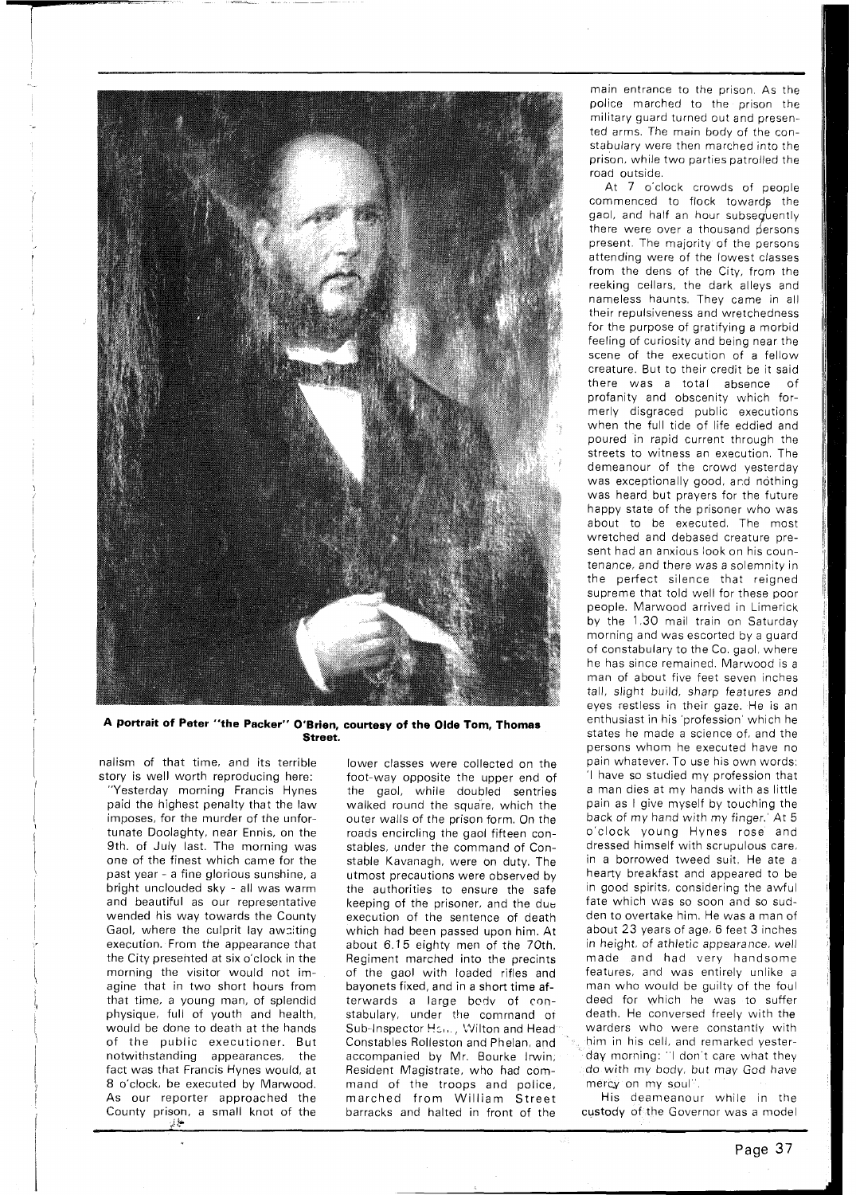**A portrait of Peter "the Packer" O'Brien, courtesy of the Olde Tom, Thomas Street.**

nalism of that time, and its terrible story is well worth reproducing here:

"Yesterday morning Francis Hynes paid the highest penalty that the law imposes, for the murder of the unfortunate Doolaghty, near Ennis, on the 9th. of July last. The morning was one of the finest which came for the past year - a fine glorious sunshine, a bright unclouded sky - all was warm and beautiful as our representative wended his way towards the County Gaol, where the culprit lay awaiting execution. From the appearance that the City presented at six o'clock in the morning the visitor would not imagine that in two short hours from that time, a young man, of splendid physique, full of youth and health, would be done to death at the hands of the public executioner. But notwithstanding appearances, the fact was that Francis Hynes would, at 8 o'clock, be executed by Marwood. As our reporter approached the County prison, a small knot of the lower classes were collected on the foot-way opposite the upper end of the gaol, while doubled sentries walked round the square, which the outer walls of the prison form. On the roads encircling the gaol fifteen constables, under the command of Constable Kavanagh, were on duty. The utmost precautions were observed by the authorities to ensure the safe keeping of the prisoner, and the due execution of the sentence of death which had been passed upon him. At about 6.15 eighty men of the 70th. Regiment marched into the precints of the gaol with loaded rifles and bayonets fixed, and in a short time afterwards a large body of constabulary, under the command of Sub-Inspector H..., Wilton and Head Constables Rolleston and Phelan, and accompanied by Mr. Bourke Irwin, Resident Magistrate, who had command of the troops and police, marched from William Street barracks and halted in front of the main entrance to the prison. As the police marched to the prison the military guard turned out and presented arms. The main body of the constabulary were then marched into the prison, while two parties patrolled the road outside.

At 7 o'clock crowds of people commenced to flock towards the gaol, and half an hour subsequently there were over a thousand persons present. The majority of the persons attending were of the lowest classes from the dens of the City, from the reeking cellars, the dark alleys and nameless haunts. They came in all their repulsiveness and wretchedness for the purpose of gratifying a morbid feeling of curiosity and being near the scene of the execution of a fellow creature. But to their credit be it said there was a total absence of profanity and obscenity which formerly disgraced public executions when the full tide of life eddied and poured in rapid current through the streets to witness an execution. The demeanour of the crowd yesterday was exceptionally good, and nothing was heard but prayers for the future happy state of the prisoner who was about to be executed. The most wretched and debased creature present had an anxious look on his countenance, and there was a solemnity in the perfect silence that reigned supreme that told well for these poor people. Marwood arrived in Limerick by the 1.30 mail train on Saturday morning and was escorted by a guard of constabulary to the Co. gaol, where he has since remained. Marwood is a man of about five feet seven inches tall, slight build, sharp features and eyes restless in their gaze. He is an enthusiast in his 'profession' which he states he made a science of, and the persons whom he executed have no pain whatever. To use his own words: 'I have so studied my profession that a man dies at my hands with as little pain as I give myself by touching the back of my hand with my finger.' At 5 o'clock young Hynes rose and dressed himself with scrupulous care, in a borrowed tweed suit. He ate a hearty breakfast and appeared to be in good spirits, considering the awful fate which was so soon and so sudden to overtake him. He was a man of about 23 years of age, 6 feet 3 inches in height, of athletic appearance, well made and had very handsome features, and was entirely unlike a man who would be guilty of the foul deed for which he was to suffer death. He conversed freely with the warders who were constantly with him in his cell, and remarked yesterday morning: "I don't care what they do with my body, but may God have mercy on my soul".

His deameanour while in the custody of the Governor was a model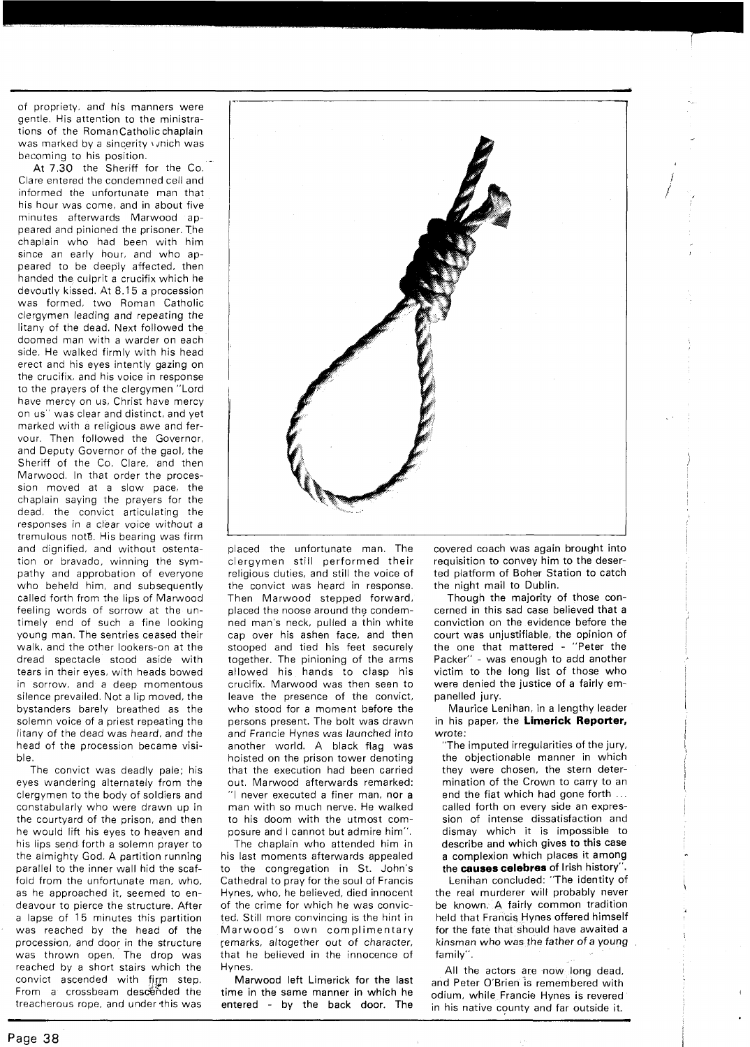of propriety, and his manners were gentle. His attention to the ministrations of the Roman Catholic chaplain was marked by a sincerity which was becoming to his position.

At 7.30 the Sheriff for the Co. Clare entered the condemned cell and informed the unfortunate man that his hour was come, and in about five minutes afterwards Marwood appeared and pinioned the prisoner. The chaplain who had been with him since an early hour, and who appeared to be deeply affected, then handed the culprit a crucifix which he devoutly kissed. At 8.15 a procession was formed, two Roman Catholic clergymen leading and repeating the litany of the dead. Next followed the doomed man with a warder on each side. He walked firmly with his head erect and his eyes intently gazing on the crucifix, and his voice in response to the prayers of the clergymen "Lord have mercy on us, Christ have mercy on us" was clear and distinct, and yet marked with a religious awe and fervour. Then followed the Governor, and Deputy Governor of the gaol, the Sheriff of the Co. Clare, and then Marwood. In that order the procession moved at a slow pace, the chaplain saying the prayers for the dead, the convict articulating the responses in a clear voice without a tremulous note. His bearing was firm and dignified, and without ostentation or bravado, winning the sympathy and approbation of everyone who beheld him, and subsequently called forth from the lips of Marwood feeling words of sorrow at the untimely end of such a fine looking young man. The sentries ceased their walk, and the other lookers-on at the dread spectacle stood aside with tears in their eyes, with heads bowed in sorrow, and a deep momentous silence prevailed. Not a lip moved, the bystanders barely breathed as the solemn voice of a priest repeating the litany of the dead was heard, and the head of the procession became visible.

The convict was deadly pale; his eyes wandering alternately from the clergymen to the body of soldiers and constabulary who were drawn up in the courtyard of the prison, and then he would lift his eyes to heaven and his lips send forth a solemn prayer to the almighty God. A partition running parallel to the inner wall hid the scaffold from the unfortunate man, who, as he approached it, seemed to endeavour to pierce the structure. After a lapse of 15 minutes this partition was reached by the head of the procession, and door in the structure was thrown open. The drop was reached by a short stairs which the convict ascended with firm step. From a crossbeam descended the treacherous rope, and under this was placed the unfortunate man. The clergymen still performed their religious duties, and still the voice of the convict was heard in response. Then Marwood stepped forward, placed the noose around the condemned man's neck, pulled a thin white cap over his ashen face, and then stooped and tied his feet securely together. The pinioning of the arms allowed his hands to clasp his crucifix. Marwood was then seen to leave the presence of the convict, who stood for a moment before the persons present. The bolt was drawn and Francie Hynes was launched into another world. A black flag was hoisted on the prison tower denoting that the execution had been carried out. Marwood afterwards remarked: "I never executed a finer man, nor a man with so much nerve. He walked to his doom with the utmost composure and I cannot but admire him".

The chaplain who attended him in his last moments afterwards appealed to the congregation in St. John's Cathedral to pray for the soul of Francis Hynes, who, he believed, died innocent of the crime for which he was convicted. Still more convincing is the hint in Marwood's own complimentary remarks, altogether out of character, that he believed in the innocence of Hynes.

Marwood left Limerick for the last time in the same manner in which he entered - by the back door. The covered coach was again brought into requisition to convey him to the deserted platform of Boher Station to catch the night mail to Dublin.

Though the majority of those concerned in this sad case believed that a conviction on the evidence before the court was unjustifiable, the opinion of the one that mattered - "Peter the Packer" - was enough to add another victim to the long list of those who were denied the justice of a fairly empanelled jury.

Maurice Lenihan, in a lengthy leader in his paper, the **Limerick Reporter,** wrote:

"The imputed irregularities of the jury, the objectionable manner in which they were chosen, the stern determination of the Crown to carry to an end the fiat which had gone forth ... called forth on every side an expression of intense dissatisfaction and dismay which it is impossible to describe and which gives to this case a complexion which places it among the **causes celebres** of Irish history".

Lenihan concluded: "The identity of the real murderer will probably never be known. A fairly common tradition held that Francis Hynes offered himself for the fate that should have awaited a kinsman who was the father of a young family".

All the actors are now long dead, and Peter O'Brien is remembered with odium, while Francie Hynes is revered in his native county and far outside it.